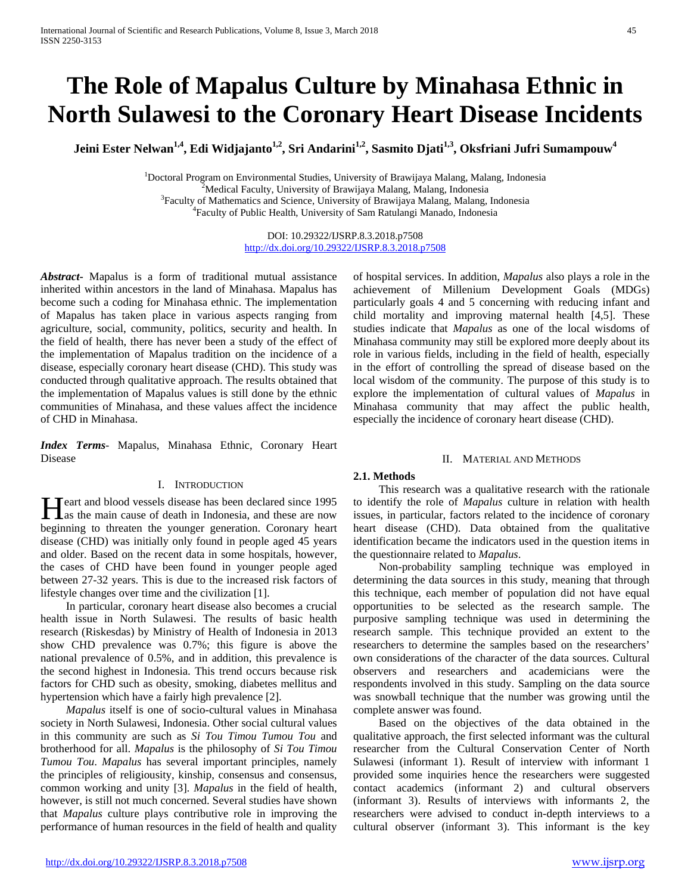# The Role of Mapalus Culture by Minahasa Ethnic in North Sulawesi to the Coronary Heart Disease Incidents

**Jeini Ester Nelwan[1,4], Edi Widjajanto[1,2], Sri Andarini[1,2], Sasmito Djati[1,3], Oksfriani Jufri Sumampouw[4]**

[1]Doctoral Program on Environmental Studies, University of Brawijaya Malang, Malang, Indonesia
[2]Medical Faculty, University of Brawijaya Malang, Malang, Indonesia
[3]Faculty of Mathematics and Science, University of Brawijaya Malang, Malang, Indonesia
[4]Faculty of Public Health, University of Sam Ratulangi Manado, Indonesia

DOI: 10.29322/IJSRP.8.3.2018.p7508
http://dx.doi.org/10.29322/IJSRP.8.3.2018.p7508

***Abstract***- Mapalus is a form of traditional mutual assistance inherited within ancestors in the land of Minahasa. Mapalus has become such a coding for Minahasa ethnic. The implementation of Mapalus has taken place in various aspects ranging from agriculture, social, community, politics, security and health. In the field of health, there has never been a study of the effect of the implementation of Mapalus tradition on the incidence of a disease, especially coronary heart disease (CHD). This study was conducted through qualitative approach. The results obtained that the implementation of Mapalus values is still done by the ethnic communities of Minahasa, and these values affect the incidence of CHD in Minahasa.

***Index Terms***- Mapalus, Minahasa Ethnic, Coronary Heart Disease

## I. Introduction

Heart and blood vessels disease has been declared since 1995 as the main cause of death in Indonesia, and these are now beginning to threaten the younger generation. Coronary heart disease (CHD) was initially only found in people aged 45 years and older. Based on the recent data in some hospitals, however, the cases of CHD have been found in younger people aged between 27-32 years. This is due to the increased risk factors of lifestyle changes over time and the civilization [1].

In particular, coronary heart disease also becomes a crucial health issue in North Sulawesi. The results of basic health research (Riskesdas) by Ministry of Health of Indonesia in 2013 show CHD prevalence was 0.7%; this figure is above the national prevalence of 0.5%, and in addition, this prevalence is the second highest in Indonesia. This trend occurs because risk factors for CHD such as obesity, smoking, diabetes mellitus and hypertension which have a fairly high prevalence [2].

*Mapalus* itself is one of socio-cultural values in Minahasa society in North Sulawesi, Indonesia. Other social cultural values in this community are such as *Si Tou Timou Tumou Tou* and brotherhood for all. *Mapalus* is the philosophy of *Si Tou Timou Tumou Tou*. *Mapalus* has several important principles, namely the principles of religiousity, kinship, consensus and consensus, common working and unity [3]. *Mapalus* in the field of health, however, is still not much concerned. Several studies have shown that *Mapalus* culture plays contributive role in improving the performance of human resources in the field of health and quality of hospital services. In addition, *Mapalus* also plays a role in the achievement of Millenium Development Goals (MDGs) particularly goals 4 and 5 concerning with reducing infant and child mortality and improving maternal health [4,5]. These studies indicate that *Mapalus* as one of the local wisdoms of Minahasa community may still be explored more deeply about its role in various fields, including in the field of health, especially in the effort of controlling the spread of disease based on the local wisdom of the community. The purpose of this study is to explore the implementation of cultural values of *Mapalus* in Minahasa community that may affect the public health, especially the incidence of coronary heart disease (CHD).

## II. Material and Methods

### 2.1. Methods

This research was a qualitative research with the rationale to identify the role of *Mapalus* culture in relation with health issues, in particular, factors related to the incidence of coronary heart disease (CHD). Data obtained from the qualitative identification became the indicators used in the question items in the questionnaire related to *Mapalus*.

Non-probability sampling technique was employed in determining the data sources in this study, meaning that through this technique, each member of population did not have equal opportunities to be selected as the research sample. The purposive sampling technique was used in determining the research sample. This technique provided an extent to the researchers to determine the samples based on the researchers' own considerations of the character of the data sources. Cultural observers and researchers and academicians were the respondents involved in this study. Sampling on the data source was snowball technique that the number was growing until the complete answer was found.

Based on the objectives of the data obtained in the qualitative approach, the first selected informant was the cultural researcher from the Cultural Conservation Center of North Sulawesi (informant 1). Result of interview with informant 1 provided some inquiries hence the researchers were suggested contact academics (informant 2) and cultural observers (informant 3). Results of interviews with informants 2, the researchers were advised to conduct in-depth interviews to a cultural observer (informant 3). This informant is the key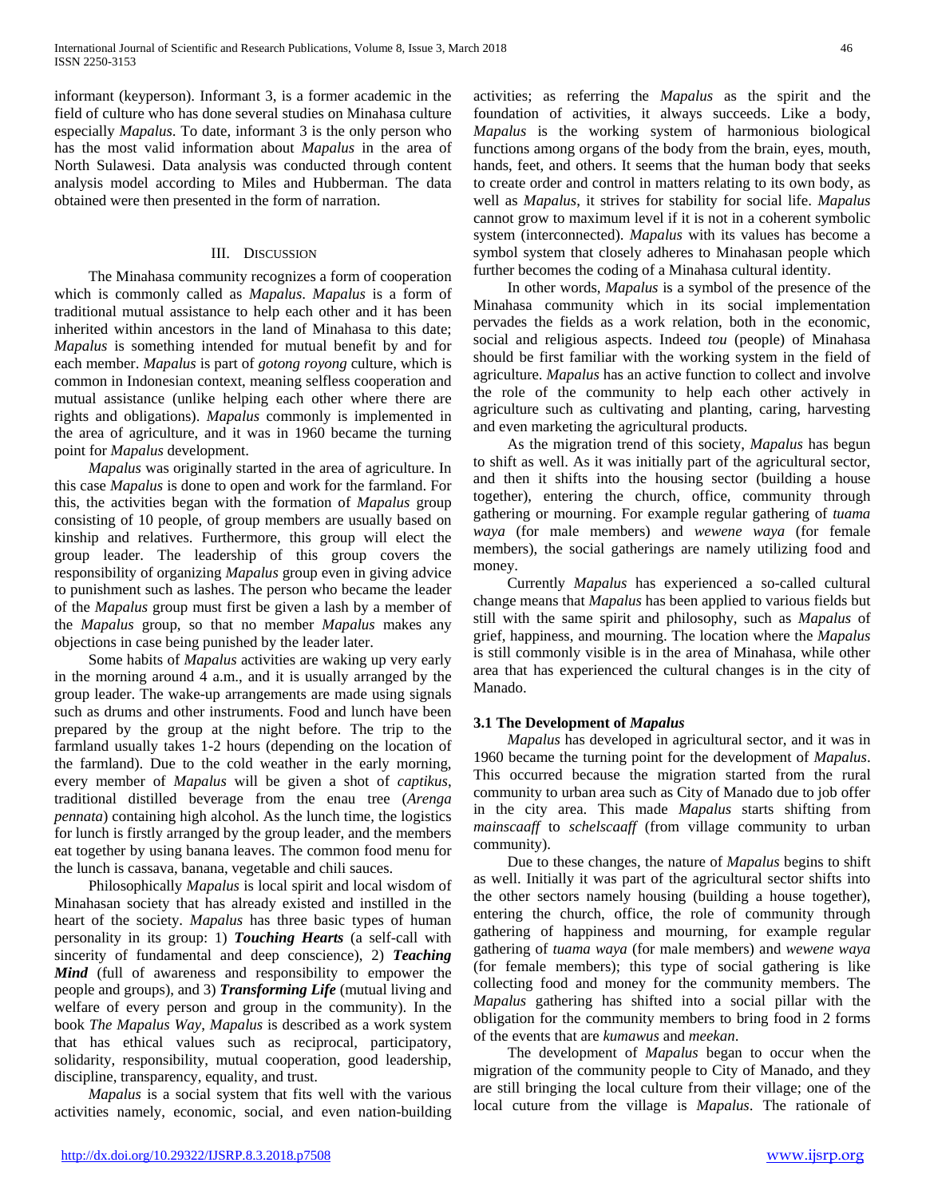informant (keyperson). Informant 3, is a former academic in the field of culture who has done several studies on Minahasa culture especially *Mapalus*. To date, informant 3 is the only person who has the most valid information about *Mapalus* in the area of North Sulawesi. Data analysis was conducted through content analysis model according to Miles and Hubberman. The data obtained were then presented in the form of narration.

## III. Discussion

The Minahasa community recognizes a form of cooperation which is commonly called as *Mapalus*. *Mapalus* is a form of traditional mutual assistance to help each other and it has been inherited within ancestors in the land of Minahasa to this date; *Mapalus* is something intended for mutual benefit by and for each member. *Mapalus* is part of *gotong royong* culture, which is common in Indonesian context, meaning selfless cooperation and mutual assistance (unlike helping each other where there are rights and obligations). *Mapalus* commonly is implemented in the area of agriculture, and it was in 1960 became the turning point for *Mapalus* development.

*Mapalus* was originally started in the area of agriculture. In this case *Mapalus* is done to open and work for the farmland. For this, the activities began with the formation of *Mapalus* group consisting of 10 people, of group members are usually based on kinship and relatives. Furthermore, this group will elect the group leader. The leadership of this group covers the responsibility of organizing *Mapalus* group even in giving advice to punishment such as lashes. The person who became the leader of the *Mapalus* group must first be given a lash by a member of the *Mapalus* group, so that no member *Mapalus* makes any objections in case being punished by the leader later.

Some habits of *Mapalus* activities are waking up very early in the morning around 4 a.m., and it is usually arranged by the group leader. The wake-up arrangements are made using signals such as drums and other instruments. Food and lunch have been prepared by the group at the night before. The trip to the farmland usually takes 1-2 hours (depending on the location of the farmland). Due to the cold weather in the early morning, every member of *Mapalus* will be given a shot of *captikus*, traditional distilled beverage from the enau tree (*Arenga pennata*) containing high alcohol. As the lunch time, the logistics for lunch is firstly arranged by the group leader, and the members eat together by using banana leaves. The common food menu for the lunch is cassava, banana, vegetable and chili sauces.

Philosophically *Mapalus* is local spirit and local wisdom of Minahasan society that has already existed and instilled in the heart of the society. *Mapalus* has three basic types of human personality in its group: 1) ***Touching Hearts*** (a self-call with sincerity of fundamental and deep conscience), 2) ***Teaching Mind*** (full of awareness and responsibility to empower the people and groups), and 3) ***Transforming Life*** (mutual living and welfare of every person and group in the community). In the book *The Mapalus Way*, *Mapalus* is described as a work system that has ethical values such as reciprocal, participatory, solidarity, responsibility, mutual cooperation, good leadership, discipline, transparency, equality, and trust.

*Mapalus* is a social system that fits well with the various activities namely, economic, social, and even nation-building activities; as referring the *Mapalus* as the spirit and the foundation of activities, it always succeeds. Like a body, *Mapalus* is the working system of harmonious biological functions among organs of the body from the brain, eyes, mouth, hands, feet, and others. It seems that the human body that seeks to create order and control in matters relating to its own body, as well as *Mapalus*, it strives for stability for social life. *Mapalus* cannot grow to maximum level if it is not in a coherent symbolic system (interconnected). *Mapalus* with its values has become a symbol system that closely adheres to Minahasan people which further becomes the coding of a Minahasa cultural identity.

In other words, *Mapalus* is a symbol of the presence of the Minahasa community which in its social implementation pervades the fields as a work relation, both in the economic, social and religious aspects. Indeed *tou* (people) of Minahasa should be first familiar with the working system in the field of agriculture. *Mapalus* has an active function to collect and involve the role of the community to help each other actively in agriculture such as cultivating and planting, caring, harvesting and even marketing the agricultural products.

As the migration trend of this society, *Mapalus* has begun to shift as well. As it was initially part of the agricultural sector, and then it shifts into the housing sector (building a house together), entering the church, office, community through gathering or mourning. For example regular gathering of *tuama waya* (for male members) and *wewene waya* (for female members), the social gatherings are namely utilizing food and money.

Currently *Mapalus* has experienced a so-called cultural change means that *Mapalus* has been applied to various fields but still with the same spirit and philosophy, such as *Mapalus* of grief, happiness, and mourning. The location where the *Mapalus* is still commonly visible is in the area of Minahasa, while other area that has experienced the cultural changes is in the city of Manado.

### 3.1 The Development of *Mapalus*

*Mapalus* has developed in agricultural sector, and it was in 1960 became the turning point for the development of *Mapalus*. This occurred because the migration started from the rural community to urban area such as City of Manado due to job offer in the city area. This made *Mapalus* starts shifting from *mainscaaff* to *schelscaaff* (from village community to urban community).

Due to these changes, the nature of *Mapalus* begins to shift as well. Initially it was part of the agricultural sector shifts into the other sectors namely housing (building a house together), entering the church, office, the role of community through gathering of happiness and mourning, for example regular gathering of *tuama waya* (for male members) and *wewene waya* (for female members); this type of social gathering is like collecting food and money for the community members. The *Mapalus* gathering has shifted into a social pillar with the obligation for the community members to bring food in 2 forms of the events that are *kumawus* and *meekan*.

The development of *Mapalus* began to occur when the migration of the community people to City of Manado, and they are still bringing the local culture from their village; one of the local cuture from the village is *Mapalus*. The rationale of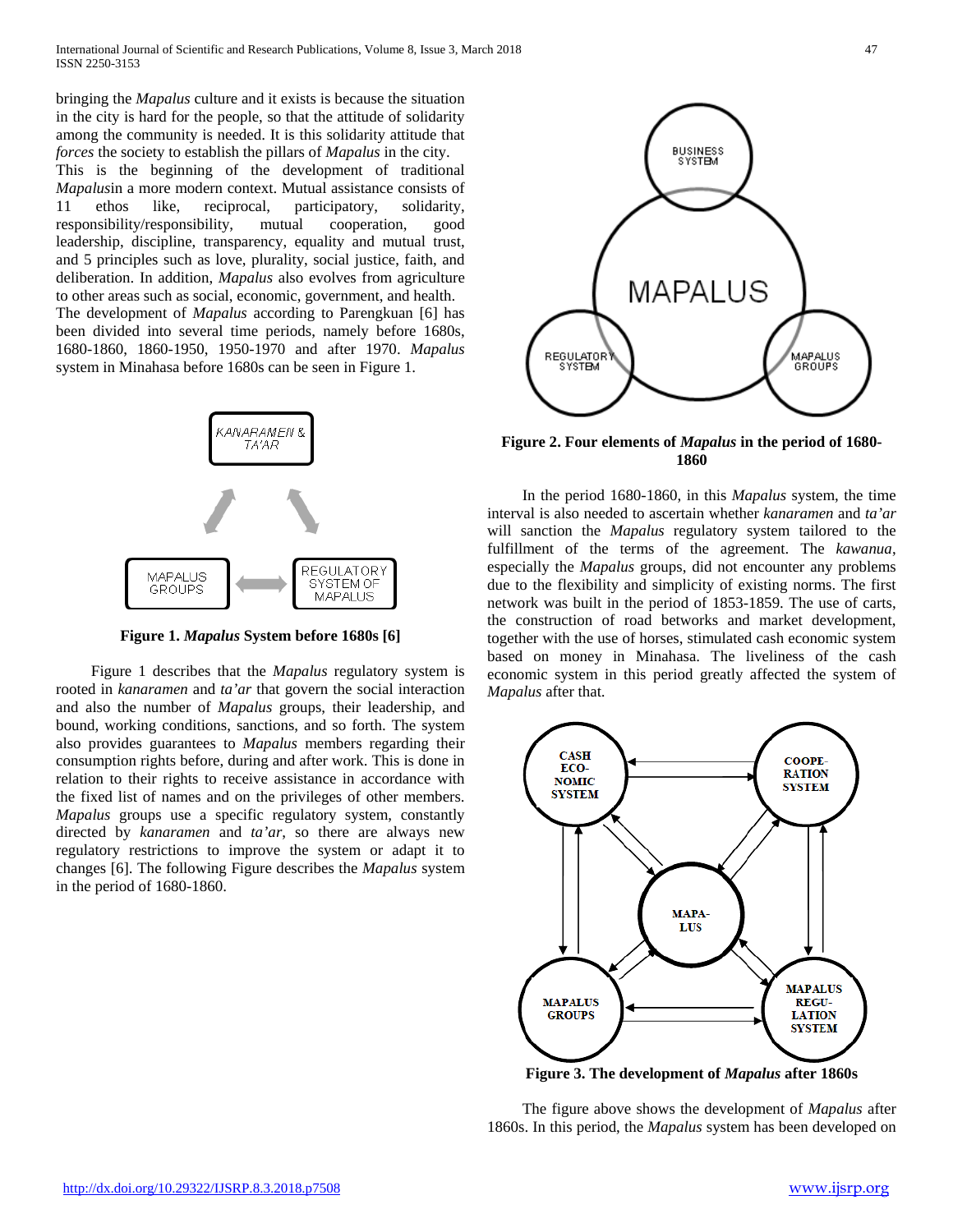bringing the *Mapalus* culture and it exists is because the situation in the city is hard for the people, so that the attitude of solidarity among the community is needed. It is this solidarity attitude that *forces* the society to establish the pillars of *Mapalus* in the city.
This is the beginning of the development of traditional *Mapalus*in a more modern context. Mutual assistance consists of 11 ethos like, reciprocal, participatory, solidarity, responsibility/responsibility, mutual cooperation, good leadership, discipline, transparency, equality and mutual trust, and 5 principles such as love, plurality, social justice, faith, and deliberation. In addition, *Mapalus* also evolves from agriculture to other areas such as social, economic, government, and health.
The development of *Mapalus* according to Parengkuan [6] has been divided into several time periods, namely before 1680s, 1680-1860, 1860-1950, 1950-1970 and after 1970. *Mapalus* system in Minahasa before 1680s can be seen in Figure 1.

**Figure 1. *Mapalus* System before 1680s [6]**

Figure 1 describes that the *Mapalus* regulatory system is rooted in *kanaramen* and *ta'ar* that govern the social interaction and also the number of *Mapalus* groups, their leadership, and bound, working conditions, sanctions, and so forth. The system also provides guarantees to *Mapalus* members regarding their consumption rights before, during and after work. This is done in relation to their rights to receive assistance in accordance with the fixed list of names and on the privileges of other members. *Mapalus* groups use a specific regulatory system, constantly directed by *kanaramen* and *ta'ar*, so there are always new regulatory restrictions to improve the system or adapt it to changes [6]. The following Figure describes the *Mapalus* system in the period of 1680-1860.

**Figure 2. Four elements of *Mapalus* in the period of 1680-1860**

In the period 1680-1860, in this *Mapalus* system, the time interval is also needed to ascertain whether *kanaramen* and *ta'ar* will sanction the *Mapalus* regulatory system tailored to the fulfillment of the terms of the agreement. The *kawanua*, especially the *Mapalus* groups, did not encounter any problems due to the flexibility and simplicity of existing norms. The first network was built in the period of 1853-1859. The use of carts, the construction of road betworks and market development, together with the use of horses, stimulated cash economic system based on money in Minahasa. The liveliness of the cash economic system in this period greatly affected the system of *Mapalus* after that.

**Figure 3. The development of *Mapalus* after 1860s**

The figure above shows the development of *Mapalus* after 1860s. In this period, the *Mapalus* system has been developed on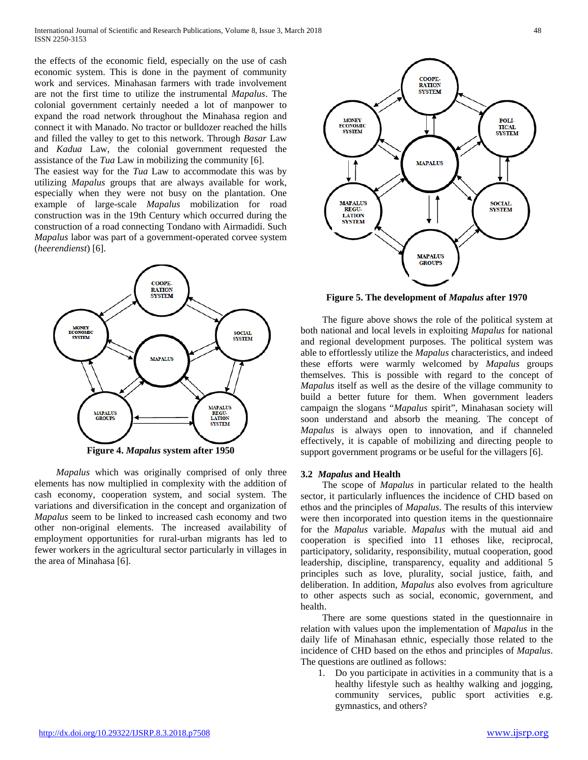the effects of the economic field, especially on the use of cash economic system. This is done in the payment of community work and services. Minahasan farmers with trade involvement are not the first time to utilize the instrumental *Mapalus*. The colonial government certainly needed a lot of manpower to expand the road network throughout the Minahasa region and connect it with Manado. No tractor or bulldozer reached the hills and filled the valley to get to this network. Through *Basar* Law and *Kadua* Law, the colonial government requested the assistance of the *Tua* Law in mobilizing the community [6].
The easiest way for the *Tua* Law to accommodate this was by utilizing *Mapalus* groups that are always available for work, especially when they were not busy on the plantation. One example of large-scale *Mapalus* mobilization for road construction was in the 19th Century which occurred during the construction of a road connecting Tondano with Airmadidi. Such *Mapalus* labor was part of a government-operated corvee system (*heerendienst*) [6].

**Figure 4. *Mapalus* system after 1950**

*Mapalus* which was originally comprised of only three elements has now multiplied in complexity with the addition of cash economy, cooperation system, and social system. The variations and diversification in the concept and organization of *Mapalus* seem to be linked to increased cash economy and two other non-original elements. The increased availability of employment opportunities for rural-urban migrants has led to fewer workers in the agricultural sector particularly in villages in the area of Minahasa [6].

**Figure 5. The development of *Mapalus* after 1970**

The figure above shows the role of the political system at both national and local levels in exploiting *Mapalus* for national and regional development purposes. The political system was able to effortlessly utilize the *Mapalus* characteristics, and indeed these efforts were warmly welcomed by *Mapalus* groups themselves. This is possible with regard to the concept of *Mapalus* itself as well as the desire of the village community to build a better future for them. When government leaders campaign the slogans "*Mapalus* spirit", Minahasan society will soon understand and absorb the meaning. The concept of *Mapalus* is always open to innovation, and if channeled effectively, it is capable of mobilizing and directing people to support government programs or be useful for the villagers [6].

### 3.2 *Mapalus* and Health

The scope of *Mapalus* in particular related to the health sector, it particularly influences the incidence of CHD based on ethos and the principles of *Mapalus*. The results of this interview were then incorporated into question items in the questionnaire for the *Mapalus* variable. *Mapalus* with the mutual aid and cooperation is specified into 11 ethoses like, reciprocal, participatory, solidarity, responsibility, mutual cooperation, good leadership, discipline, transparency, equality and additional 5 principles such as love, plurality, social justice, faith, and deliberation. In addition, *Mapalus* also evolves from agriculture to other aspects such as social, economic, government, and health.

There are some questions stated in the questionnaire in relation with values upon the implementation of *Mapalus* in the daily life of Minahasan ethnic, especially those related to the incidence of CHD based on the ethos and principles of *Mapalus*. The questions are outlined as follows:

1. Do you participate in activities in a community that is a healthy lifestyle such as healthy walking and jogging, community services, public sport activities e.g. gymnastics, and others?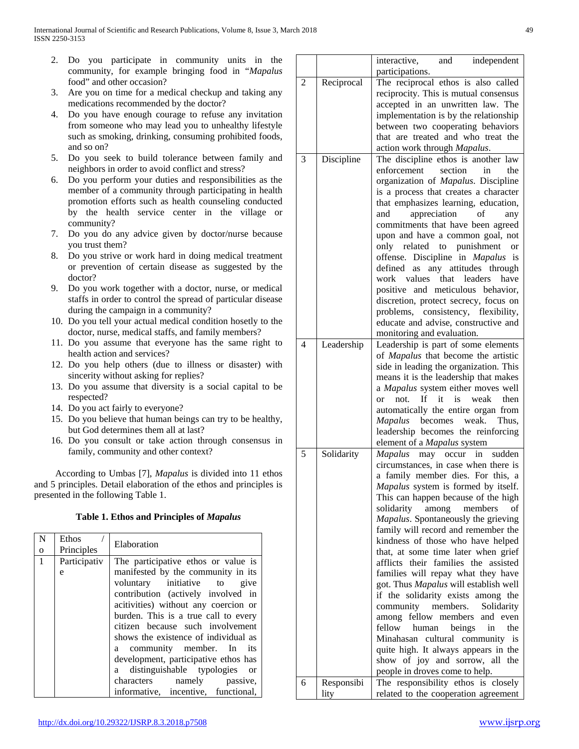2. Do you participate in community units in the community, for example bringing food in "*Mapalus* food" and other occasion?
3. Are you on time for a medical checkup and taking any medications recommended by the doctor?
4. Do you have enough courage to refuse any invitation from someone who may lead you to unhealthy lifestyle such as smoking, drinking, consuming prohibited foods, and so on?
5. Do you seek to build tolerance between family and neighbors in order to avoid conflict and stress?
6. Do you perform your duties and responsibilities as the member of a community through participating in health promotion efforts such as health counseling conducted by the health service center in the village or community?
7. Do you do any advice given by doctor/nurse because you trust them?
8. Do you strive or work hard in doing medical treatment or prevention of certain disease as suggested by the doctor?
9. Do you work together with a doctor, nurse, or medical staffs in order to control the spread of particular disease during the campaign in a community?
10. Do you tell your actual medical condition hosetly to the doctor, nurse, medical staffs, and family members?
11. Do you assume that everyone has the same right to health action and services?
12. Do you help others (due to illness or disaster) with sincerity without asking for replies?
13. Do you assume that diversity is a social capital to be respected?
14. Do you act fairly to everyone?
15. Do you believe that human beings can try to be healthy, but God determines them all at last?
16. Do you consult or take action through consensus in family, community and other context?

According to Umbas [7], *Mapalus* is divided into 11 ethos and 5 principles. Detail elaboration of the ethos and principles is presented in the following Table 1.

**Table 1. Ethos and Principles of *Mapalus***

| No | Ethos / Principles | Elaboration |
|---|---|---|
| 1 | Participative | The participative ethos or value is manifested by the community in its voluntary initiative to give contribution (actively involved in acitivities) without any coercion or burden. This is a true call to every citizen because such involvement shows the existence of individual as a community member. In its development, participative ethos has a distinguishable typologies or characters namely passive, informative, incentive, functional, interactive, and independent participations. |
| 2 | Reciprocal | The reciprocal ethos is also called reciprocity. This is mutual consensus accepted in an unwritten law. The implementation is by the relationship between two cooperating behaviors that are treated and who treat the action work through *Mapalus*. |
| 3 | Discipline | The discipline ethos is another law enforcement section in the organization of *Mapalus*. Discipline is a process that creates a character that emphasizes learning, education, and appreciation of any commitments that have been agreed upon and have a common goal, not only related to punishment or offense. Discipline in *Mapalus* is defined as any attitudes through work values that leaders have positive and meticulous behavior, discretion, protect secrecy, focus on problems, consistency, flexibility, educate and advise, constructive and monitoring and evaluation. |
| 4 | Leadership | Leadership is part of some elements of *Mapalus* that become the artistic side in leading the organization. This means it is the leadership that makes a *Mapalus* system either moves well or not. If it is weak then automatically the entire organ from *Mapalus* becomes weak. Thus, leadership becomes the reinforcing element of a *Mapalus* system |
| 5 | Solidarity | *Mapalus* may occur in sudden circumstances, in case when there is a family member dies. For this, a *Mapalus* system is formed by itself. This can happen because of the high solidarity among members of *Mapalus*. Spontaneously the grieving family will record and remember the kindness of those who have helped that, at some time later when grief afflicts their families the assisted families will repay what they have got. Thus *Mapalus* will establish well if the solidarity exists among the community members. Solidarity among fellow members and even fellow human beings in the Minahasan cultural community is quite high. It always appears in the show of joy and sorrow, all the people in droves come to help. |
| 6 | Responsibility | The responsibility ethos is closely related to the cooperation agreement |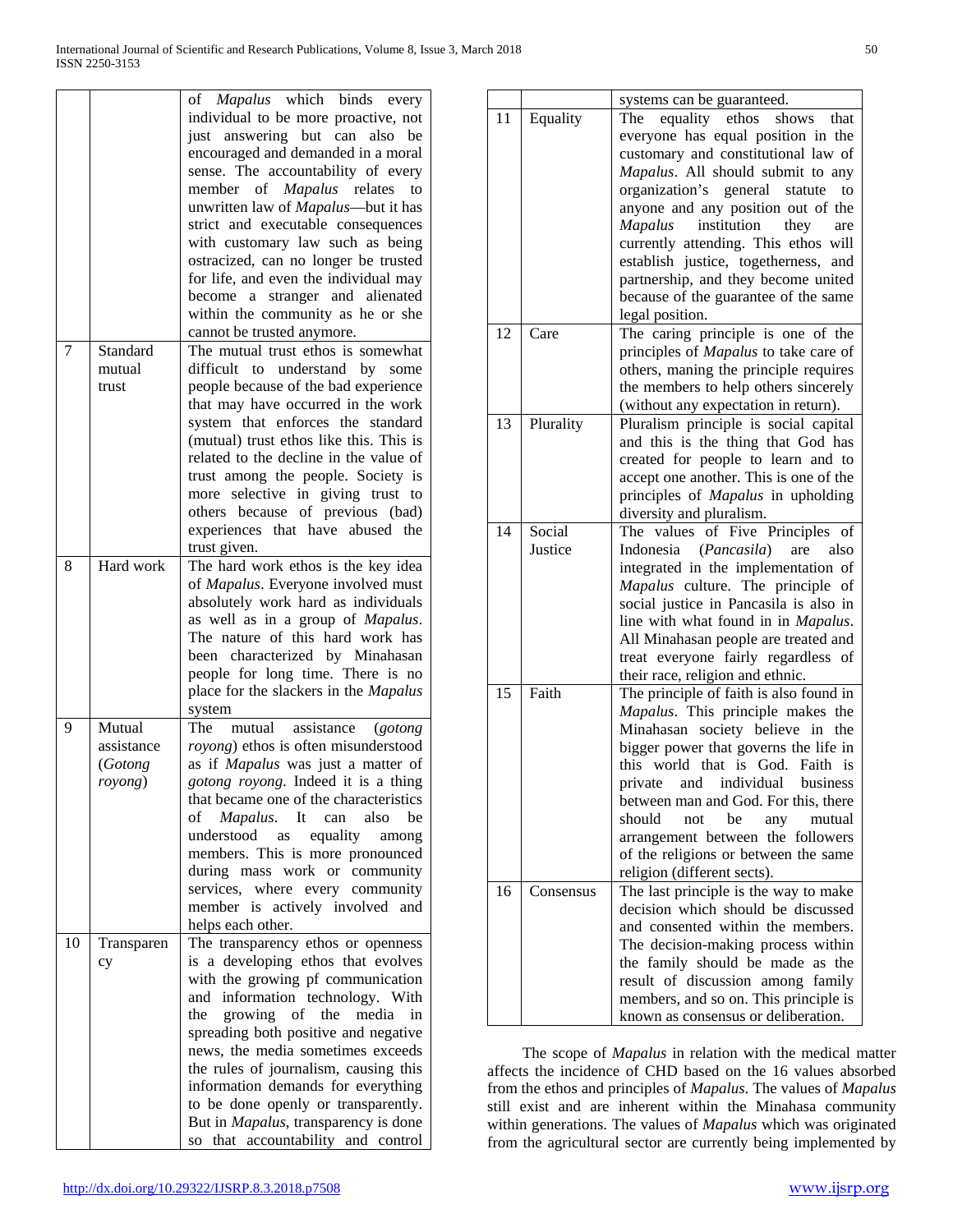| | | |
|---|---|---|
| | | of *Mapalus* which binds every individual to be more proactive, not just answering but can also be encouraged and demanded in a moral sense. The accountability of every member of *Mapalus* relates to unwritten law of *Mapalus*—but it has strict and executable consequences with customary law such as being ostracized, can no longer be trusted for life, and even the individual may become a stranger and alienated within the community as he or she cannot be trusted anymore. |
| 7 | Standard mutual trust | The mutual trust ethos is somewhat difficult to understand by some people because of the bad experience that may have occurred in the work system that enforces the standard (mutual) trust ethos like this. This is related to the decline in the value of trust among the people. Society is more selective in giving trust to others because of previous (bad) experiences that have abused the trust given. |
| 8 | Hard work | The hard work ethos is the key idea of *Mapalus*. Everyone involved must absolutely work hard as individuals as well as in a group of *Mapalus*. The nature of this hard work has been characterized by Minahasan people for long time. There is no place for the slackers in the *Mapalus* system |
| 9 | Mutual assistance (*Gotong royong*) | The mutual assistance (*gotong royong*) ethos is often misunderstood as if *Mapalus* was just a matter of *gotong royong*. Indeed it is a thing that became one of the characteristics of *Mapalus*. It can also be understood as equality among members. This is more pronounced during mass work or community services, where every community member is actively involved and helps each other. |
| 10 | Transparency | The transparency ethos or openness is a developing ethos that evolves with the growing pf communication and information technology. With the growing of the media in spreading both positive and negative news, the media sometimes exceeds the rules of journalism, causing this information demands for everything to be done openly or transparently. But in *Mapalus*, transparency is done so that accountability and control systems can be guaranteed. |
| 11 | Equality | The equality ethos shows that everyone has equal position in the customary and constitutional law of *Mapalus*. All should submit to any organization's general statute to anyone and any position out of the *Mapalus* institution they are currently attending. This ethos will establish justice, togetherness, and partnership, and they become united because of the guarantee of the same legal position. |
| 12 | Care | The caring principle is one of the principles of *Mapalus* to take care of others, maning the principle requires the members to help others sincerely (without any expectation in return). |
| 13 | Plurality | Pluralism principle is social capital and this is the thing that God has created for people to learn and to accept one another. This is one of the principles of *Mapalus* in upholding diversity and pluralism. |
| 14 | Social Justice | The values of Five Principles of Indonesia (*Pancasila*) are also integrated in the implementation of *Mapalus* culture. The principle of social justice in Pancasila is also in line with what found in in *Mapalus*. All Minahasan people are treated and treat everyone fairly regardless of their race, religion and ethnic. |
| 15 | Faith | The principle of faith is also found in *Mapalus*. This principle makes the Minahasan society believe in the bigger power that governs the life in this world that is God. Faith is private and individual business between man and God. For this, there should not be any mutual arrangement between the followers of the religions or between the same religion (different sects). |
| 16 | Consensus | The last principle is the way to make decision which should be discussed and consented within the members. The decision-making process within the family should be made as the result of discussion among family members, and so on. This principle is known as consensus or deliberation. |

The scope of *Mapalus* in relation with the medical matter affects the incidence of CHD based on the 16 values absorbed from the ethos and principles of *Mapalus*. The values of *Mapalus* still exist and are inherent within the Minahasa community within generations. The values of *Mapalus* which was originated from the agricultural sector are currently being implemented by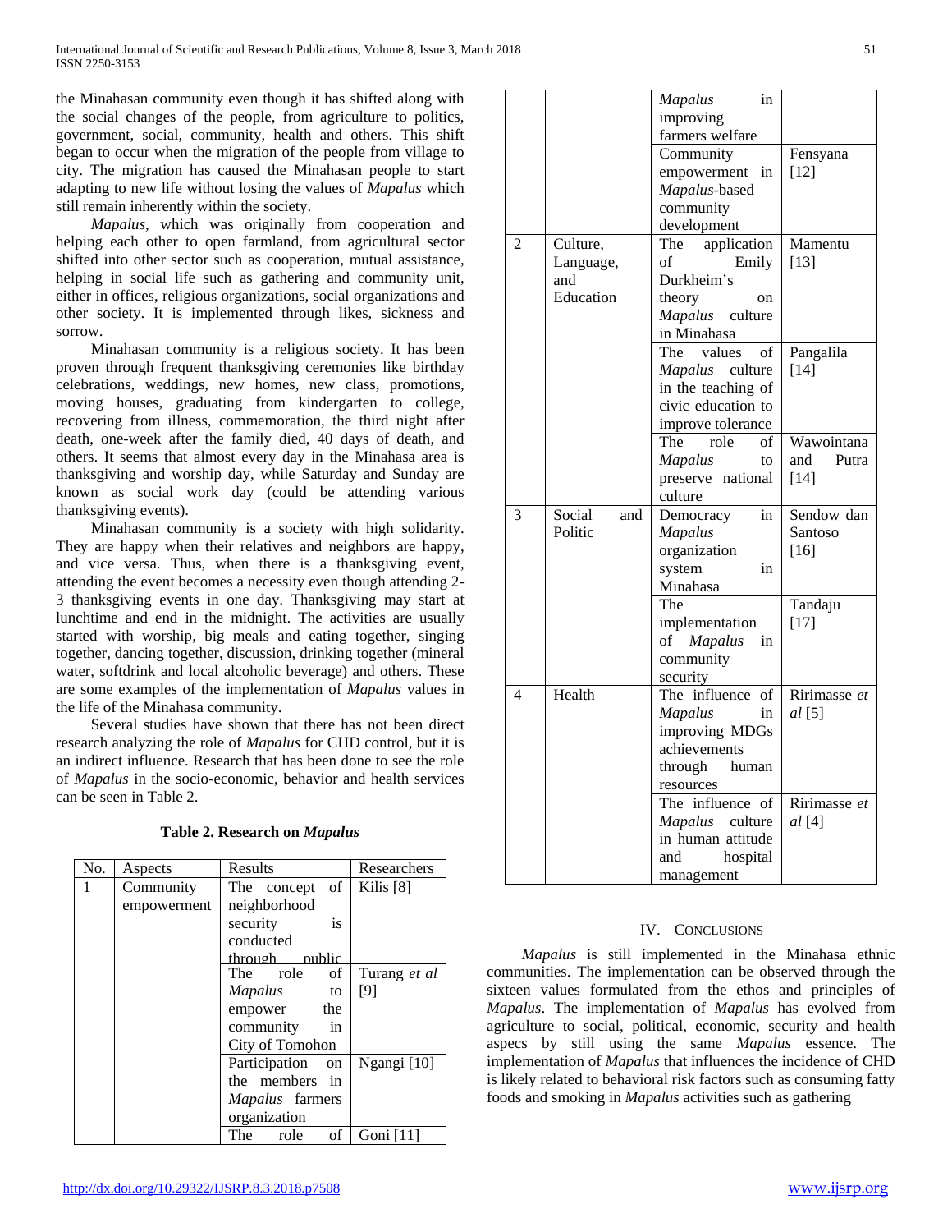the Minahasan community even though it has shifted along with the social changes of the people, from agriculture to politics, government, social, community, health and others. This shift began to occur when the migration of the people from village to city. The migration has caused the Minahasan people to start adapting to new life without losing the values of *Mapalus* which still remain inherently within the society.

*Mapalus*, which was originally from cooperation and helping each other to open farmland, from agricultural sector shifted into other sector such as cooperation, mutual assistance, helping in social life such as gathering and community unit, either in offices, religious organizations, social organizations and other society. It is implemented through likes, sickness and sorrow.

Minahasan community is a religious society. It has been proven through frequent thanksgiving ceremonies like birthday celebrations, weddings, new homes, new class, promotions, moving houses, graduating from kindergarten to college, recovering from illness, commemoration, the third night after death, one-week after the family died, 40 days of death, and others. It seems that almost every day in the Minahasa area is thanksgiving and worship day, while Saturday and Sunday are known as social work day (could be attending various thanksgiving events).

Minahasan community is a society with high solidarity. They are happy when their relatives and neighbors are happy, and vice versa. Thus, when there is a thanksgiving event, attending the event becomes a necessity even though attending 2-3 thanksgiving events in one day. Thanksgiving may start at lunchtime and end in the midnight. The activities are usually started with worship, big meals and eating together, singing together, dancing together, discussion, drinking together (mineral water, softdrink and local alcoholic beverage) and others. These are some examples of the implementation of *Mapalus* values in the life of the Minahasa community.

Several studies have shown that there has not been direct research analyzing the role of *Mapalus* for CHD control, but it is an indirect influence. Research that has been done to see the role of *Mapalus* in the socio-economic, behavior and health services can be seen in Table 2.

**Table 2. Research on *Mapalus***

| No. | Aspects | Results | Researchers |
|---|---|---|---|
| 1 | Community empowerment | The concept of neighborhood security is conducted through public | Kilis [8] |
| | | The role of *Mapalus* to empower the community in City of Tomohon | Turang *et al* [9] |
| | | Participation on the members in *Mapalus* farmers organization | Ngangi [10] |
| | | The role of *Mapalus* in improving farmers welfare | Goni [11] |
| | | Community empowerment in *Mapalus*-based community development | Fensyana [12] |
| 2 | Culture, Language, and Education | The application of Emily Durkheim's theory on *Mapalus* culture in Minahasa | Mamentu [13] |
| | | The values of *Mapalus* culture in the teaching of civic education to improve tolerance | Pangalila [14] |
| | | The role of *Mapalus* to preserve national culture | Wawointana and Putra [14] |
| 3 | Social and Politic | Democracy in *Mapalus* organization system in Minahasa | Sendow dan Santoso [16] |
| | | The implementation of *Mapalus* in community security | Tandaju [17] |
| 4 | Health | The influence of *Mapalus* in improving MDGs achievements through human resources | Ririmasse *et al* [5] |
| | | The influence of *Mapalus* culture in human attitude and hospital management | Ririmasse *et al* [4] |

## IV. Conclusions

*Mapalus* is still implemented in the Minahasa ethnic communities. The implementation can be observed through the sixteen values formulated from the ethos and principles of *Mapalus*. The implementation of *Mapalus* has evolved from agriculture to social, political, economic, security and health aspecs by still using the same *Mapalus* essence. The implementation of *Mapalus* that influences the incidence of CHD is likely related to behavioral risk factors such as consuming fatty foods and smoking in *Mapalus* activities such as gathering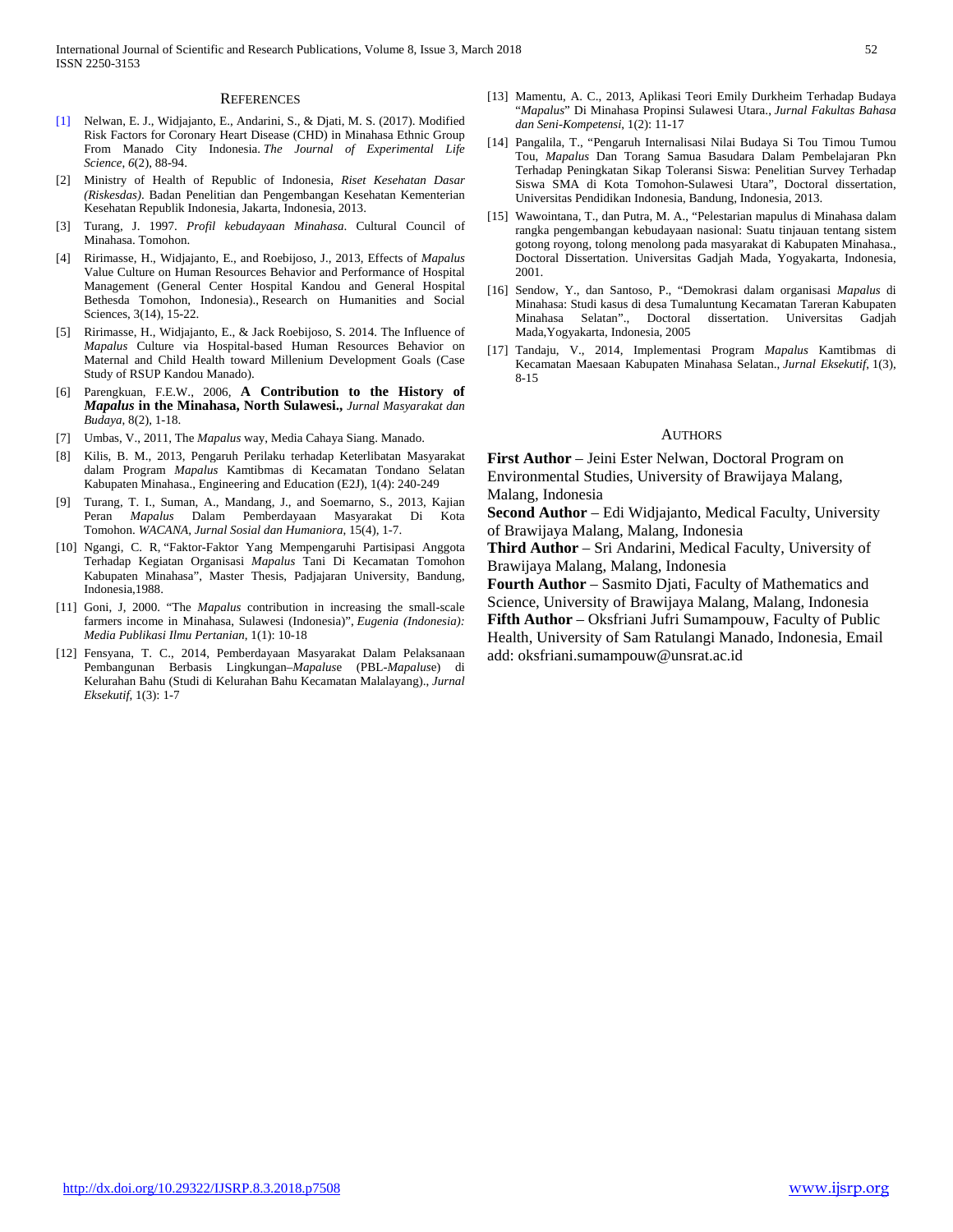## References

[1] Nelwan, E. J., Widjajanto, E., Andarini, S., & Djati, M. S. (2017). Modified Risk Factors for Coronary Heart Disease (CHD) in Minahasa Ethnic Group From Manado City Indonesia. *The Journal of Experimental Life Science*, *6*(2), 88-94.

[2] Ministry of Health of Republic of Indonesia, *Riset Kesehatan Dasar (Riskesdas)*. Badan Penelitian dan Pengembangan Kesehatan Kementerian Kesehatan Republik Indonesia, Jakarta, Indonesia, 2013.

[3] Turang, J. 1997. *Profil kebudayaan Minahasa*. Cultural Council of Minahasa. Tomohon.

[4] Ririmasse, H., Widjajanto, E., and Roebijoso, J., 2013, Effects of *Mapalus* Value Culture on Human Resources Behavior and Performance of Hospital Management (General Center Hospital Kandou and General Hospital Bethesda Tomohon, Indonesia)., Research on Humanities and Social Sciences, 3(14), 15-22.

[5] Ririmasse, H., Widjajanto, E., & Jack Roebijoso, S. 2014. The Influence of *Mapalus* Culture via Hospital-based Human Resources Behavior on Maternal and Child Health toward Millenium Development Goals (Case Study of RSUP Kandou Manado).

[6] Parengkuan, F.E.W., 2006, **A Contribution to the History of *Mapalus* in the Minahasa, North Sulawesi.,** *Jurnal Masyarakat dan Budaya*, 8(2), 1-18.

[7] Umbas, V., 2011, The *Mapalus* way, Media Cahaya Siang. Manado.

[8] Kilis, B. M., 2013, Pengaruh Perilaku terhadap Keterlibatan Masyarakat dalam Program *Mapalus* Kamtibmas di Kecamatan Tondano Selatan Kabupaten Minahasa., Engineering and Education (E2J), 1(4): 240-249

[9] Turang, T. I., Suman, A., Mandang, J., and Soemarno, S., 2013, Kajian Peran *Mapalus* Dalam Pemberdayaan Masyarakat Di Kota Tomohon. *WACANA, Jurnal Sosial dan Humaniora*, 15(4), 1-7.

[10] Ngangi, C. R, "Faktor-Faktor Yang Mempengaruhi Partisipasi Anggota Terhadap Kegiatan Organisasi *Mapalus* Tani Di Kecamatan Tomohon Kabupaten Minahasa", Master Thesis, Padjajaran University, Bandung, Indonesia,1988.

[11] Goni, J, 2000. "The *Mapalus* contribution in increasing the small-scale farmers income in Minahasa, Sulawesi (Indonesia)", *Eugenia (Indonesia): Media Publikasi Ilmu Pertanian*, 1(1): 10-18

[12] Fensyana, T. C., 2014, Pemberdayaan Masyarakat Dalam Pelaksanaan Pembangunan Berbasis Lingkungan–*Mapalus*e (PBL-*Mapalus*e) di Kelurahan Bahu (Studi di Kelurahan Bahu Kecamatan Malalayang)., *Jurnal Eksekutif*, 1(3): 1-7

[13] Mamentu, A. C., 2013, Aplikasi Teori Emily Durkheim Terhadap Budaya "*Mapalus*" Di Minahasa Propinsi Sulawesi Utara., *Jurnal Fakultas Bahasa dan Seni-Kompetensi*, 1(2): 11-17

[14] Pangalila, T., "Pengaruh Internalisasi Nilai Budaya Si Tou Timou Tumou Tou, *Mapalus* Dan Torang Samua Basudara Dalam Pembelajaran Pkn Terhadap Peningkatan Sikap Toleransi Siswa: Penelitian Survey Terhadap Siswa SMA di Kota Tomohon-Sulawesi Utara", Doctoral dissertation, Universitas Pendidikan Indonesia, Bandung, Indonesia, 2013.

[15] Wawointana, T., dan Putra, M. A., "Pelestarian mapulus di Minahasa dalam rangka pengembangan kebudayaan nasional: Suatu tinjauan tentang sistem gotong royong, tolong menolong pada masyarakat di Kabupaten Minahasa., Doctoral Dissertation. Universitas Gadjah Mada, Yogyakarta, Indonesia, 2001.

[16] Sendow, Y., dan Santoso, P., "Demokrasi dalam organisasi *Mapalus* di Minahasa: Studi kasus di desa Tumaluntung Kecamatan Tareran Kabupaten Minahasa Selatan"., Doctoral dissertation. Universitas Gadjah Mada,Yogyakarta, Indonesia, 2005

[17] Tandaju, V., 2014, Implementasi Program *Mapalus* Kamtibmas di Kecamatan Maesaan Kabupaten Minahasa Selatan., *Jurnal Eksekutif*, 1(3), 8-15

## Authors

**First Author** – Jeini Ester Nelwan, Doctoral Program on Environmental Studies, University of Brawijaya Malang, Malang, Indonesia

**Second Author** – Edi Widjajanto, Medical Faculty, University of Brawijaya Malang, Malang, Indonesia

**Third Author** – Sri Andarini, Medical Faculty, University of Brawijaya Malang, Malang, Indonesia

**Fourth Author** – Sasmito Djati, Faculty of Mathematics and Science, University of Brawijaya Malang, Malang, Indonesia

**Fifth Author** – Oksfriani Jufri Sumampouw, Faculty of Public Health, University of Sam Ratulangi Manado, Indonesia, Email add: oksfriani.sumampouw@unsrat.ac.id